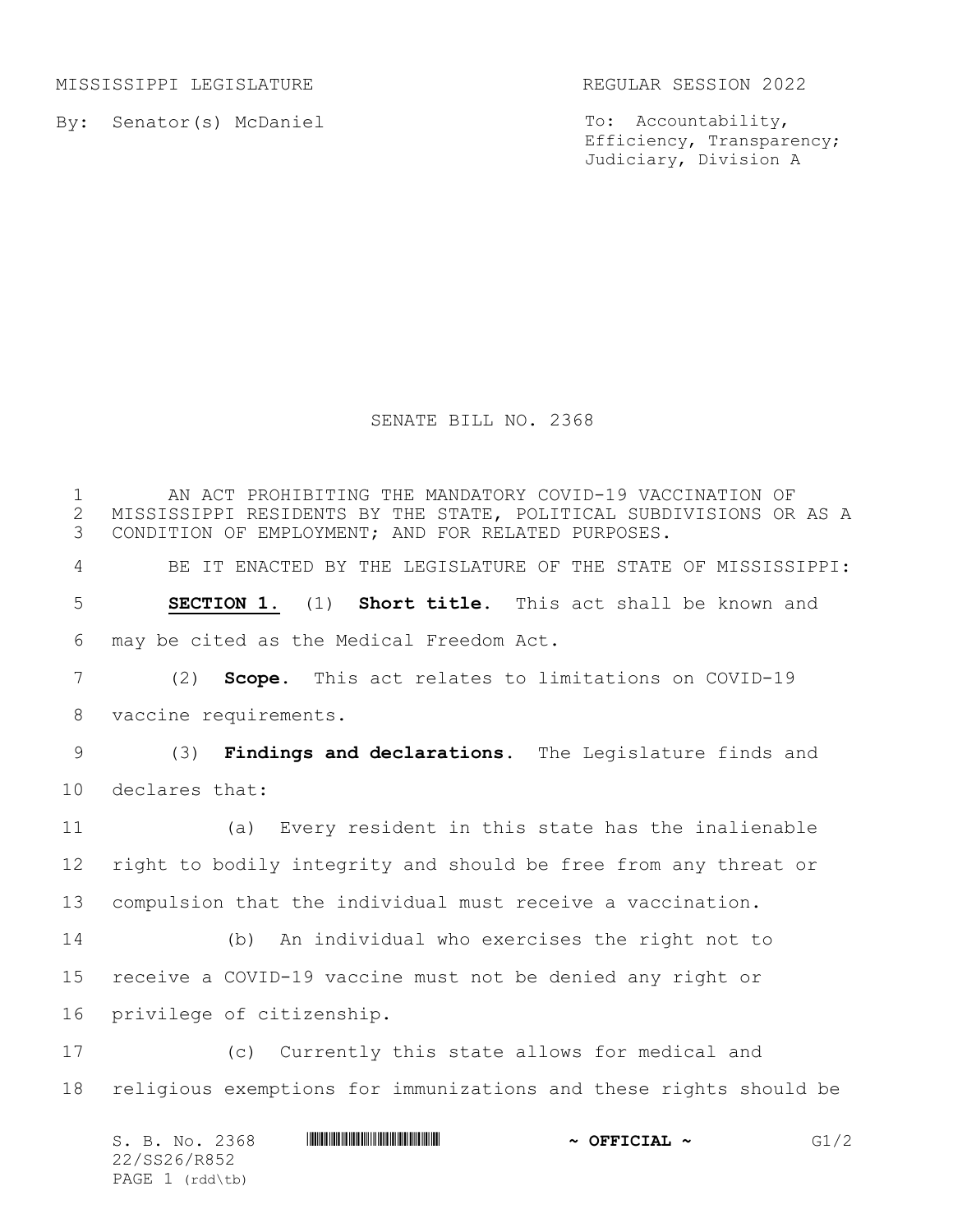MISSISSIPPI LEGISLATURE REGULAR SESSION 2022

By: Senator(s) McDaniel

To: Accountability, Efficiency, Transparency; Judiciary, Division A

# SENATE BILL NO. 2368

AN ACT PROHIBITING THE MANDATORY COVID-19 VACCINATION OF MISSISSIPPI RESIDENTS BY THE STATE, POLITICAL SUBDIVISIONS OR AS A CONDITION OF EMPLOYMENT; AND FOR RELATED PURPOSES.

BE IT ENACTED BY THE LEGISLATURE OF THE STATE OF MISSISSIPPI:

**SECTION 1.** (1) **Short title.** This act shall be known and may be cited as the Medical Freedom Act.

(2) **Scope.** This act relates to limitations on COVID-19 vaccine requirements.

(3) **Findings and declarations.** The Legislature finds and declares that:

(a) Every resident in this state has the inalienable right to bodily integrity and should be free from any threat or compulsion that the individual must receive a vaccination.

(b) An individual who exercises the right not to receive a COVID-19 vaccine must not be denied any right or privilege of citizenship.

(c) Currently this state allows for medical and religious exemptions for immunizations and these rights should be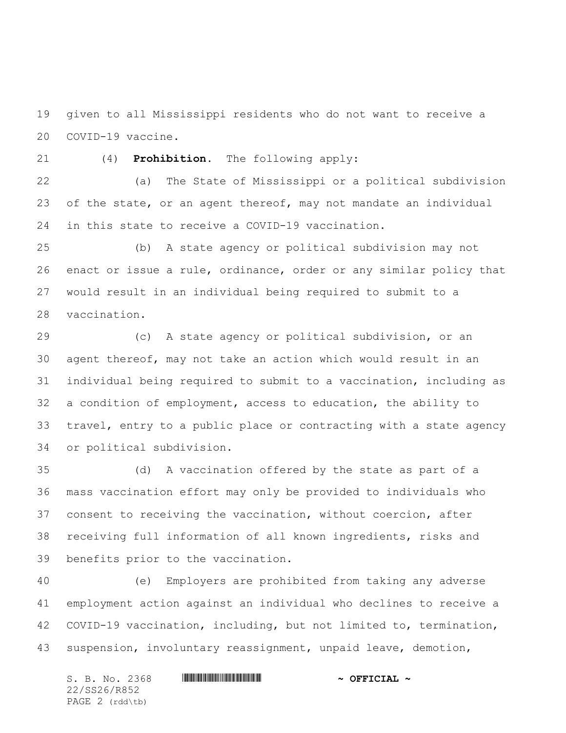given to all Mississippi residents who do not want to receive a COVID-19 vaccine.

(4) **Prohibition**. The following apply:

(a) The State of Mississippi or a political subdivision of the state, or an agent thereof, may not mandate an individual in this state to receive a COVID-19 vaccination.

(b) A state agency or political subdivision may not enact or issue a rule, ordinance, order or any similar policy that would result in an individual being required to submit to a vaccination.

(c) A state agency or political subdivision, or an agent thereof, may not take an action which would result in an individual being required to submit to a vaccination, including as a condition of employment, access to education, the ability to travel, entry to a public place or contracting with a state agency or political subdivision.

(d) A vaccination offered by the state as part of a mass vaccination effort may only be provided to individuals who consent to receiving the vaccination, without coercion, after receiving full information of all known ingredients, risks and benefits prior to the vaccination.

(e) Employers are prohibited from taking any adverse employment action against an individual who declines to receive a COVID-19 vaccination, including, but not limited to, termination, suspension, involuntary reassignment, unpaid leave, demotion,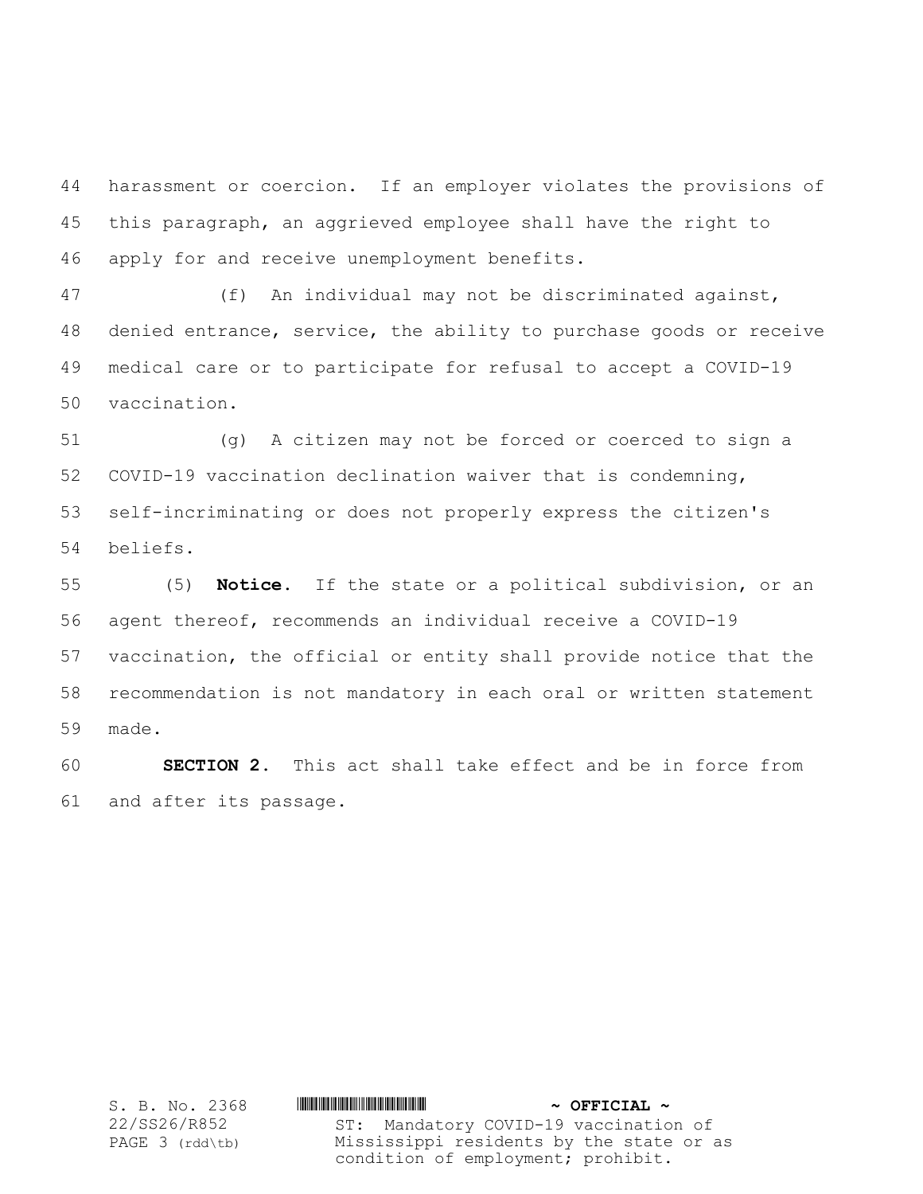harassment or coercion. If an employer violates the provisions of this paragraph, an aggrieved employee shall have the right to apply for and receive unemployment benefits.

(f) An individual may not be discriminated against, denied entrance, service, the ability to purchase goods or receive medical care or to participate for refusal to accept a COVID-19 vaccination.

(g) A citizen may not be forced or coerced to sign a COVID-19 vaccination declination waiver that is condemning, self-incriminating or does not properly express the citizen's beliefs.

(5) **Notice.** If the state or a political subdivision, or an agent thereof, recommends an individual receive a COVID-19 vaccination, the official or entity shall provide notice that the recommendation is not mandatory in each oral or written statement made.

**SECTION 2.** This act shall take effect and be in force from and after its passage.